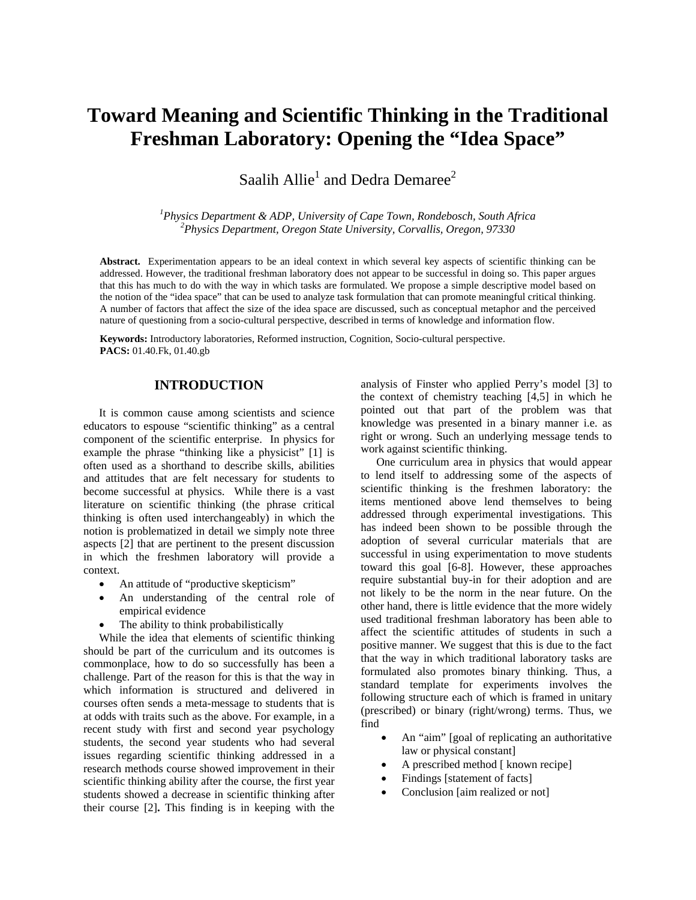# Toward Meaning and Scientific Thinking in the Traditional Freshman Laboratory: Opening the "Idea Space"

Saalih Allie[1] and Dedra Demaree[2]

[1]*Physics Department & ADP, University of Cape Town, Rondebosch, South Africa*
[2]*Physics Department, Oregon State University, Corvallis, Oregon, 97330*

**Abstract.** Experimentation appears to be an ideal context in which several key aspects of scientific thinking can be addressed. However, the traditional freshman laboratory does not appear to be successful in doing so. This paper argues that this has much to do with the way in which tasks are formulated. We propose a simple descriptive model based on the notion of the "idea space" that can be used to analyze task formulation that can promote meaningful critical thinking. A number of factors that affect the size of the idea space are discussed, such as conceptual metaphor and the perceived nature of questioning from a socio-cultural perspective, described in terms of knowledge and information flow.

**Keywords:** Introductory laboratories, Reformed instruction, Cognition, Socio-cultural perspective.
**PACS:** 01.40.Fk, 01.40.gb

## INTRODUCTION

It is common cause among scientists and science educators to espouse "scientific thinking" as a central component of the scientific enterprise. In physics for example the phrase "thinking like a physicist" [1] is often used as a shorthand to describe skills, abilities and attitudes that are felt necessary for students to become successful at physics. While there is a vast literature on scientific thinking (the phrase critical thinking is often used interchangeably) in which the notion is problematized in detail we simply note three aspects [2] that are pertinent to the present discussion in which the freshmen laboratory will provide a context.

- An attitude of "productive skepticism"
- An understanding of the central role of empirical evidence
- The ability to think probabilistically

While the idea that elements of scientific thinking should be part of the curriculum and its outcomes is commonplace, how to do so successfully has been a challenge. Part of the reason for this is that the way in which information is structured and delivered in courses often sends a meta-message to students that is at odds with traits such as the above. For example, in a recent study with first and second year psychology students, the second year students who had several issues regarding scientific thinking addressed in a research methods course showed improvement in their scientific thinking ability after the course, the first year students showed a decrease in scientific thinking after their course [2]**.** This finding is in keeping with the analysis of Finster who applied Perry's model [3] to the context of chemistry teaching [4,5] in which he pointed out that part of the problem was that knowledge was presented in a binary manner i.e. as right or wrong. Such an underlying message tends to work against scientific thinking.

One curriculum area in physics that would appear to lend itself to addressing some of the aspects of scientific thinking is the freshmen laboratory: the items mentioned above lend themselves to being addressed through experimental investigations. This has indeed been shown to be possible through the adoption of several curricular materials that are successful in using experimentation to move students toward this goal [6-8]. However, these approaches require substantial buy-in for their adoption and are not likely to be the norm in the near future. On the other hand, there is little evidence that the more widely used traditional freshman laboratory has been able to affect the scientific attitudes of students in such a positive manner. We suggest that this is due to the fact that the way in which traditional laboratory tasks are formulated also promotes binary thinking. Thus, a standard template for experiments involves the following structure each of which is framed in unitary (prescribed) or binary (right/wrong) terms. Thus, we find

- An "aim" [goal of replicating an authoritative law or physical constant]
- A prescribed method [ known recipe]
- Findings [statement of facts]
- Conclusion [aim realized or not]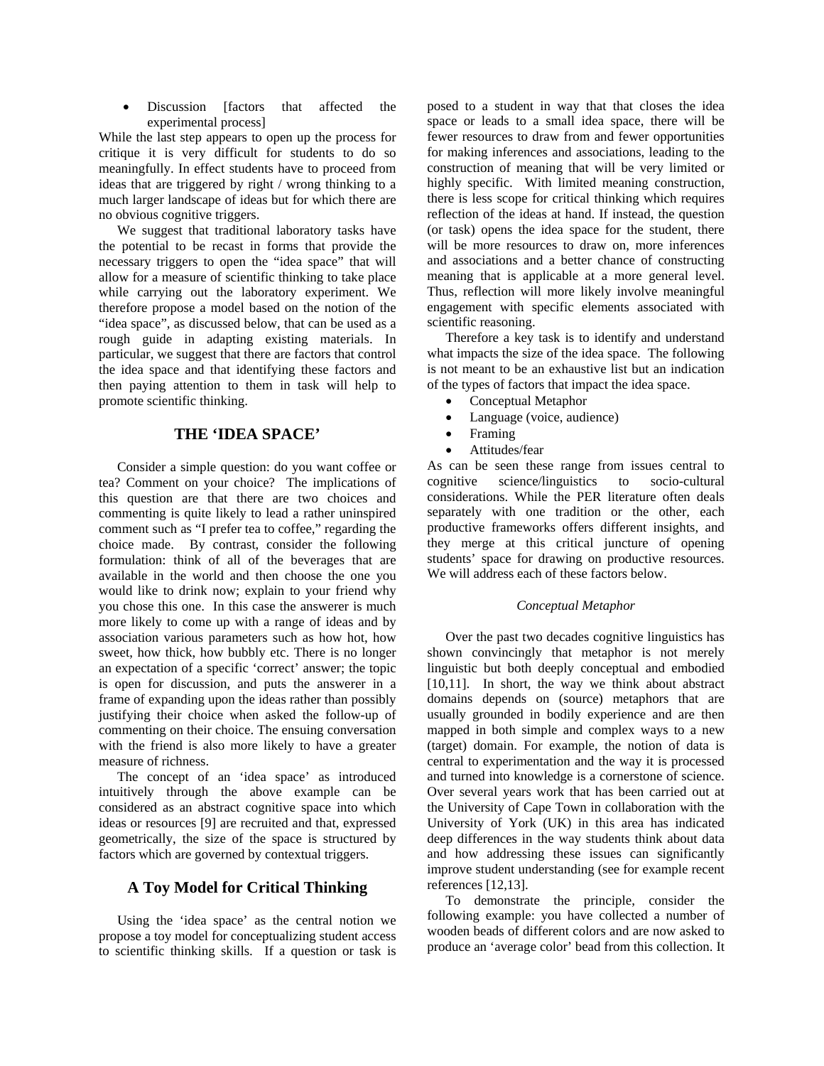- Discussion [factors that affected the experimental process]

While the last step appears to open up the process for critique it is very difficult for students to do so meaningfully. In effect students have to proceed from ideas that are triggered by right / wrong thinking to a much larger landscape of ideas but for which there are no obvious cognitive triggers.

We suggest that traditional laboratory tasks have the potential to be recast in forms that provide the necessary triggers to open the "idea space" that will allow for a measure of scientific thinking to take place while carrying out the laboratory experiment. We therefore propose a model based on the notion of the "idea space", as discussed below, that can be used as a rough guide in adapting existing materials. In particular, we suggest that there are factors that control the idea space and that identifying these factors and then paying attention to them in task will help to promote scientific thinking.

## THE 'IDEA SPACE'

Consider a simple question: do you want coffee or tea? Comment on your choice? The implications of this question are that there are two choices and commenting is quite likely to lead a rather uninspired comment such as "I prefer tea to coffee," regarding the choice made. By contrast, consider the following formulation: think of all of the beverages that are available in the world and then choose the one you would like to drink now; explain to your friend why you chose this one. In this case the answerer is much more likely to come up with a range of ideas and by association various parameters such as how hot, how sweet, how thick, how bubbly etc. There is no longer an expectation of a specific 'correct' answer; the topic is open for discussion, and puts the answerer in a frame of expanding upon the ideas rather than possibly justifying their choice when asked the follow-up of commenting on their choice. The ensuing conversation with the friend is also more likely to have a greater measure of richness.

The concept of an 'idea space' as introduced intuitively through the above example can be considered as an abstract cognitive space into which ideas or resources [9] are recruited and that, expressed geometrically, the size of the space is structured by factors which are governed by contextual triggers.

### A Toy Model for Critical Thinking

Using the 'idea space' as the central notion we propose a toy model for conceptualizing student access to scientific thinking skills. If a question or task is posed to a student in way that that closes the idea space or leads to a small idea space, there will be fewer resources to draw from and fewer opportunities for making inferences and associations, leading to the construction of meaning that will be very limited or highly specific. With limited meaning construction, there is less scope for critical thinking which requires reflection of the ideas at hand. If instead, the question (or task) opens the idea space for the student, there will be more resources to draw on, more inferences and associations and a better chance of constructing meaning that is applicable at a more general level. Thus, reflection will more likely involve meaningful engagement with specific elements associated with scientific reasoning.

Therefore a key task is to identify and understand what impacts the size of the idea space. The following is not meant to be an exhaustive list but an indication of the types of factors that impact the idea space.

- Conceptual Metaphor
- Language (voice, audience)
- Framing
- Attitudes/fear

As can be seen these range from issues central to cognitive science/linguistics to socio-cultural considerations. While the PER literature often deals separately with one tradition or the other, each productive frameworks offers different insights, and they merge at this critical juncture of opening students' space for drawing on productive resources. We will address each of these factors below.

#### *Conceptual Metaphor*

Over the past two decades cognitive linguistics has shown convincingly that metaphor is not merely linguistic but both deeply conceptual and embodied [10,11]. In short, the way we think about abstract domains depends on (source) metaphors that are usually grounded in bodily experience and are then mapped in both simple and complex ways to a new (target) domain. For example, the notion of data is central to experimentation and the way it is processed and turned into knowledge is a cornerstone of science. Over several years work that has been carried out at the University of Cape Town in collaboration with the University of York (UK) in this area has indicated deep differences in the way students think about data and how addressing these issues can significantly improve student understanding (see for example recent references [12,13].

To demonstrate the principle, consider the following example: you have collected a number of wooden beads of different colors and are now asked to produce an 'average color' bead from this collection. It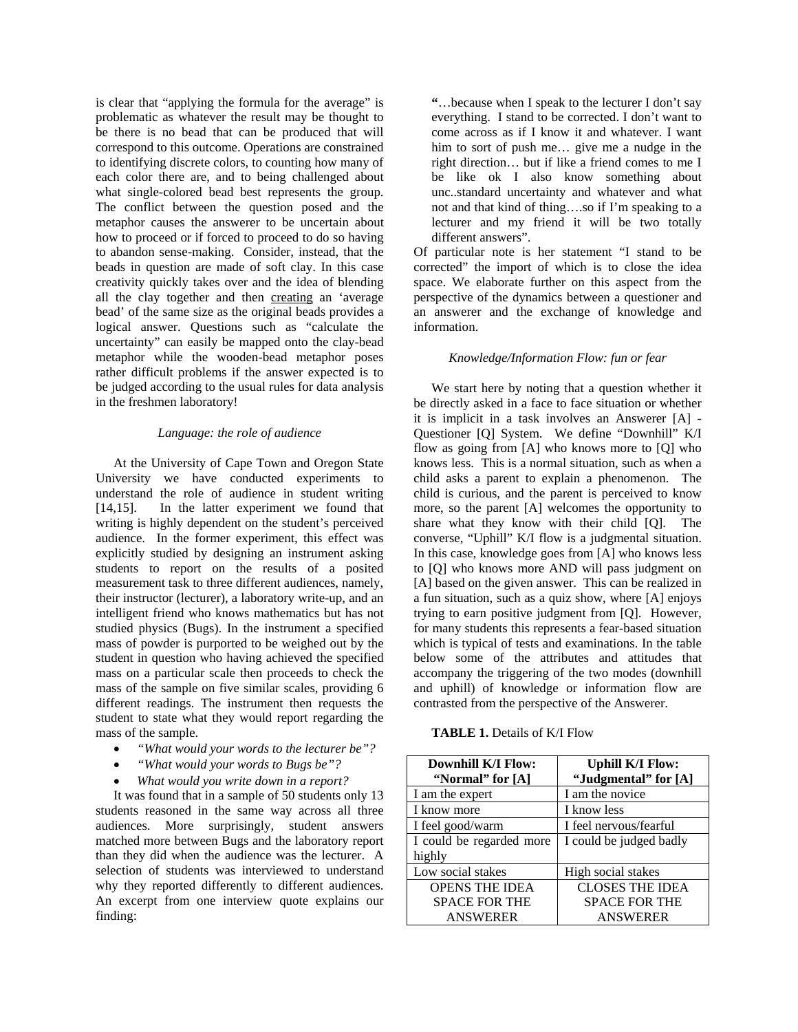is clear that "applying the formula for the average" is problematic as whatever the result may be thought to be there is no bead that can be produced that will correspond to this outcome. Operations are constrained to identifying discrete colors, to counting how many of each color there are, and to being challenged about what single-colored bead best represents the group. The conflict between the question posed and the metaphor causes the answerer to be uncertain about how to proceed or if forced to proceed to do so having to abandon sense-making. Consider, instead, that the beads in question are made of soft clay. In this case creativity quickly takes over and the idea of blending all the clay together and then <u>creating</u> an 'average bead' of the same size as the original beads provides a logical answer. Questions such as "calculate the uncertainty" can easily be mapped onto the clay-bead metaphor while the wooden-bead metaphor poses rather difficult problems if the answer expected is to be judged according to the usual rules for data analysis in the freshmen laboratory!

### *Language: the role of audience*

At the University of Cape Town and Oregon State University we have conducted experiments to understand the role of audience in student writing [14,15]. In the latter experiment we found that writing is highly dependent on the student's perceived audience. In the former experiment, this effect was explicitly studied by designing an instrument asking students to report on the results of a posited measurement task to three different audiences, namely, their instructor (lecturer), a laboratory write-up, and an intelligent friend who knows mathematics but has not studied physics (Bugs). In the instrument a specified mass of powder is purported to be weighed out by the student in question who having achieved the specified mass on a particular scale then proceeds to check the mass of the sample on five similar scales, providing 6 different readings. The instrument then requests the student to state what they would report regarding the mass of the sample.

- *"What would your words to the lecturer be"?*
- *"What would your words to Bugs be"?*
- *What would you write down in a report?*

It was found that in a sample of 50 students only 13 students reasoned in the same way across all three audiences. More surprisingly, student answers matched more between Bugs and the laboratory report than they did when the audience was the lecturer. A selection of students was interviewed to understand why they reported differently to different audiences. An excerpt from one interview quote explains our finding:

> "…because when I speak to the lecturer I don't say everything. I stand to be corrected. I don't want to come across as if I know it and whatever. I want him to sort of push me… give me a nudge in the right direction… but if like a friend comes to me I be like ok I also know something about unc..standard uncertainty and whatever and what not and that kind of thing….so if I'm speaking to a lecturer and my friend it will be two totally different answers".

Of particular note is her statement "I stand to be corrected" the import of which is to close the idea space. We elaborate further on this aspect from the perspective of the dynamics between a questioner and an answerer and the exchange of knowledge and information.

### *Knowledge/Information Flow: fun or fear*

We start here by noting that a question whether it be directly asked in a face to face situation or whether it is implicit in a task involves an Answerer [A] - Questioner [Q] System. We define "Downhill" K/I flow as going from [A] who knows more to [Q] who knows less. This is a normal situation, such as when a child asks a parent to explain a phenomenon. The child is curious, and the parent is perceived to know more, so the parent [A] welcomes the opportunity to share what they know with their child [Q]. The converse, "Uphill" K/I flow is a judgmental situation. In this case, knowledge goes from [A] who knows less to [Q] who knows more AND will pass judgment on [A] based on the given answer. This can be realized in a fun situation, such as a quiz show, where [A] enjoys trying to earn positive judgment from [Q]. However, for many students this represents a fear-based situation which is typical of tests and examinations. In the table below some of the attributes and attitudes that accompany the triggering of the two modes (downhill and uphill) of knowledge or information flow are contrasted from the perspective of the Answerer.

**TABLE 1.** Details of K/I Flow

| Downhill K/I Flow: "Normal" for [A] | Uphill K/I Flow: "Judgmental" for [A] |
|---|---|
| I am the expert | I am the novice |
| I know more | I know less |
| I feel good/warm | I feel nervous/fearful |
| I could be regarded more highly | I could be judged badly |
| Low social stakes | High social stakes |
| OPENS THE IDEA SPACE FOR THE ANSWERER | CLOSES THE IDEA SPACE FOR THE ANSWERER |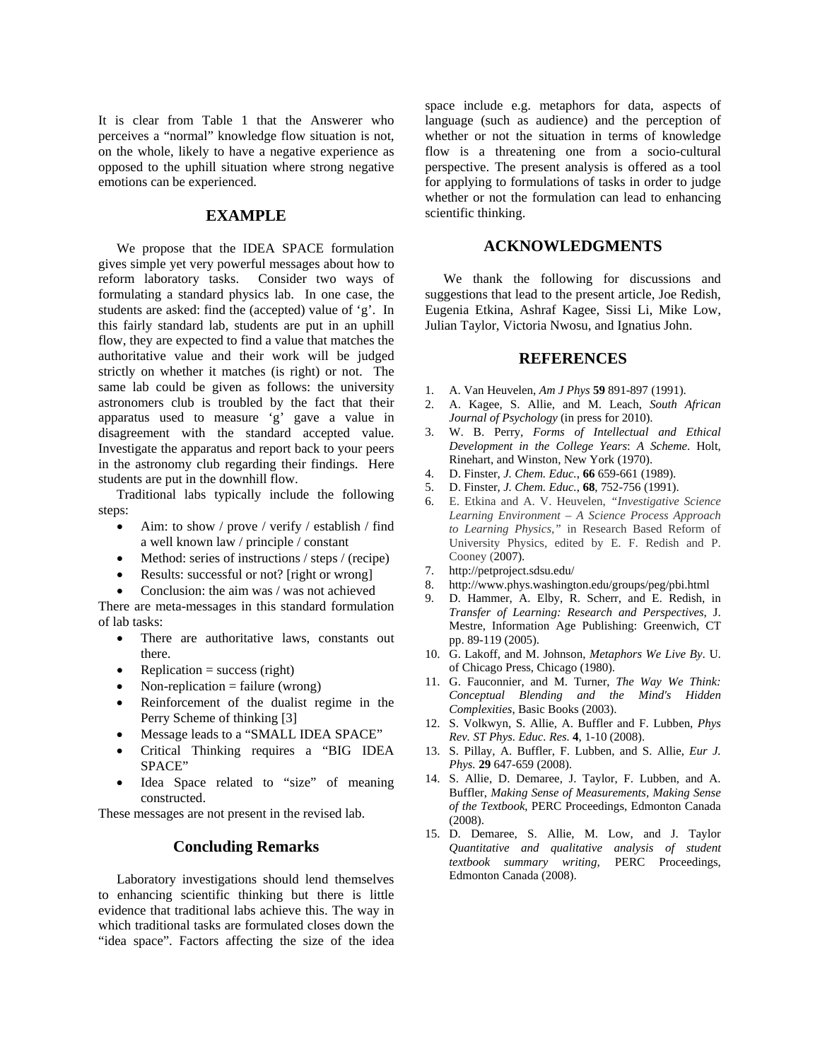It is clear from Table 1 that the Answerer who perceives a "normal" knowledge flow situation is not, on the whole, likely to have a negative experience as opposed to the uphill situation where strong negative emotions can be experienced.

## EXAMPLE

We propose that the IDEA SPACE formulation gives simple yet very powerful messages about how to reform laboratory tasks. Consider two ways of formulating a standard physics lab. In one case, the students are asked: find the (accepted) value of 'g'. In this fairly standard lab, students are put in an uphill flow, they are expected to find a value that matches the authoritative value and their work will be judged strictly on whether it matches (is right) or not. The same lab could be given as follows: the university astronomers club is troubled by the fact that their apparatus used to measure 'g' gave a value in disagreement with the standard accepted value. Investigate the apparatus and report back to your peers in the astronomy club regarding their findings. Here students are put in the downhill flow.

Traditional labs typically include the following steps:

- Aim: to show / prove / verify / establish / find a well known law / principle / constant
- Method: series of instructions / steps / (recipe)
- Results: successful or not? [right or wrong]
- Conclusion: the aim was / was not achieved

There are meta-messages in this standard formulation of lab tasks:

- There are authoritative laws, constants out there.
- Replication = success (right)
- Non-replication = failure (wrong)
- Reinforcement of the dualist regime in the Perry Scheme of thinking [3]
- Message leads to a "SMALL IDEA SPACE"
- Critical Thinking requires a "BIG IDEA SPACE"
- Idea Space related to "size" of meaning constructed.

These messages are not present in the revised lab.

## Concluding Remarks

Laboratory investigations should lend themselves to enhancing scientific thinking but there is little evidence that traditional labs achieve this. The way in which traditional tasks are formulated closes down the "idea space". Factors affecting the size of the idea space include e.g. metaphors for data, aspects of language (such as audience) and the perception of whether or not the situation in terms of knowledge flow is a threatening one from a socio-cultural perspective. The present analysis is offered as a tool for applying to formulations of tasks in order to judge whether or not the formulation can lead to enhancing scientific thinking.

## ACKNOWLEDGMENTS

We thank the following for discussions and suggestions that lead to the present article, Joe Redish, Eugenia Etkina, Ashraf Kagee, Sissi Li, Mike Low, Julian Taylor, Victoria Nwosu, and Ignatius John.

## REFERENCES

1. A. Van Heuvelen, *Am J Phys* **59** 891-897 (1991).
2. A. Kagee, S. Allie, and M. Leach, *South African Journal of Psychology* (in press for 2010).
3. W. B. Perry, *Forms of Intellectual and Ethical Development in the College Years*: *A Scheme*. Holt, Rinehart, and Winston, New York (1970).
4. D. Finster, *J. Chem. Educ.*, **66** 659-661 (1989).
5. D. Finster, *J. Chem. Educ.*, **68**, 752-756 (1991).
6. E. Etkina and A. V. Heuvelen, *"Investigative Science Learning Environment – A Science Process Approach to Learning Physics,"* in Research Based Reform of University Physics, edited by E. F. Redish and P. Cooney (2007).
7. http://petproject.sdsu.edu/
8. http://www.phys.washington.edu/groups/peg/pbi.html
9. D. Hammer, A. Elby, R. Scherr, and E. Redish, in *Transfer of Learning: Research and Perspectives*, J. Mestre, Information Age Publishing: Greenwich, CT pp. 89-119 (2005).
10. G. Lakoff, and M. Johnson, *Metaphors We Live By*. U. of Chicago Press, Chicago (1980).
11. G. Fauconnier, and M. Turner, *The Way We Think: Conceptual Blending and the Mind's Hidden Complexities*, Basic Books (2003).
12. S. Volkwyn, S. Allie, A. Buffler and F. Lubben, *Phys Rev. ST Phys. Educ. Res.* **4**, 1-10 (2008).
13. S. Pillay, A. Buffler, F. Lubben, and S. Allie, *Eur J. Phys.* **29** 647-659 (2008).
14. S. Allie, D. Demaree, J. Taylor, F. Lubben, and A. Buffler, *Making Sense of Measurements, Making Sense of the Textbook*, PERC Proceedings, Edmonton Canada (2008).
15. D. Demaree, S. Allie, M. Low, and J. Taylor *Quantitative and qualitative analysis of student textbook summary writing,* PERC Proceedings, Edmonton Canada (2008).